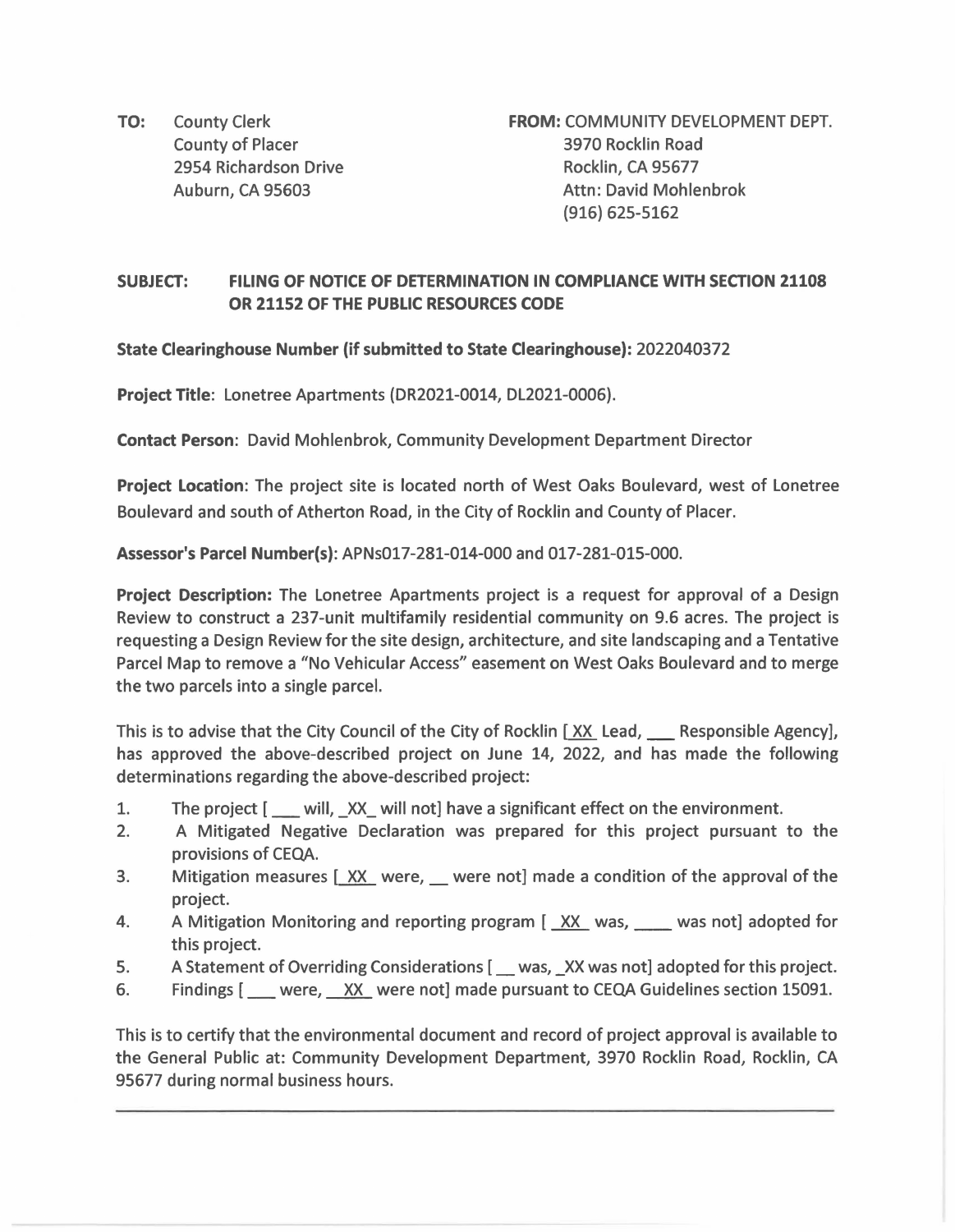**TO:** County Clerk
County of Placer
2954 Richardson Drive
Auburn, CA 95603

**FROM:** COMMUNITY DEVELOPMENT DEPT.
3970 Rocklin Road
Rocklin, CA 95677
Attn: David Mohlenbrok
(916) 625-5162

**SUBJECT: FILING OF NOTICE OF DETERMINATION IN COMPLIANCE WITH SECTION 21108 OR 21152 OF THE PUBLIC RESOURCES CODE**

**State Clearinghouse Number (if submitted to State Clearinghouse):** 2022040372

**Project Title**: Lonetree Apartments (DR2021-0014, DL2021-0006).

**Contact Person**: David Mohlenbrok, Community Development Department Director

**Project Location**: The project site is located north of West Oaks Boulevard, west of Lonetree Boulevard and south of Atherton Road, in the City of Rocklin and County of Placer.

**Assessor's Parcel Number(s)**: APNs017-281-014-000 and 017-281-015-000.

**Project Description:** The Lonetree Apartments project is a request for approval of a Design Review to construct a 237-unit multifamily residential community on 9.6 acres. The project is requesting a Design Review for the site design, architecture, and site landscaping and a Tentative Parcel Map to remove a "No Vehicular Access" easement on West Oaks Boulevard and to merge the two parcels into a single parcel.

This is to advise that the City Council of the City of Rocklin [ XX Lead, ___ Responsible Agency], has approved the above-described project on June 14, 2022, and has made the following determinations regarding the above-described project:

1. The project [ ___ will, _XX_ will not] have a significant effect on the environment.
2. A Mitigated Negative Declaration was prepared for this project pursuant to the provisions of CEQA.
3. Mitigation measures [ XX were, __ were not] made a condition of the approval of the project.
4. A Mitigation Monitoring and reporting program [ XX was, ____ was not] adopted for this project.
5. A Statement of Overriding Considerations [ __ was, _XX was not] adopted for this project.
6. Findings [ ___ were, XX were not] made pursuant to CEQA Guidelines section 15091.

This is to certify that the environmental document and record of project approval is available to the General Public at: Community Development Department, 3970 Rocklin Road, Rocklin, CA 95677 during normal business hours.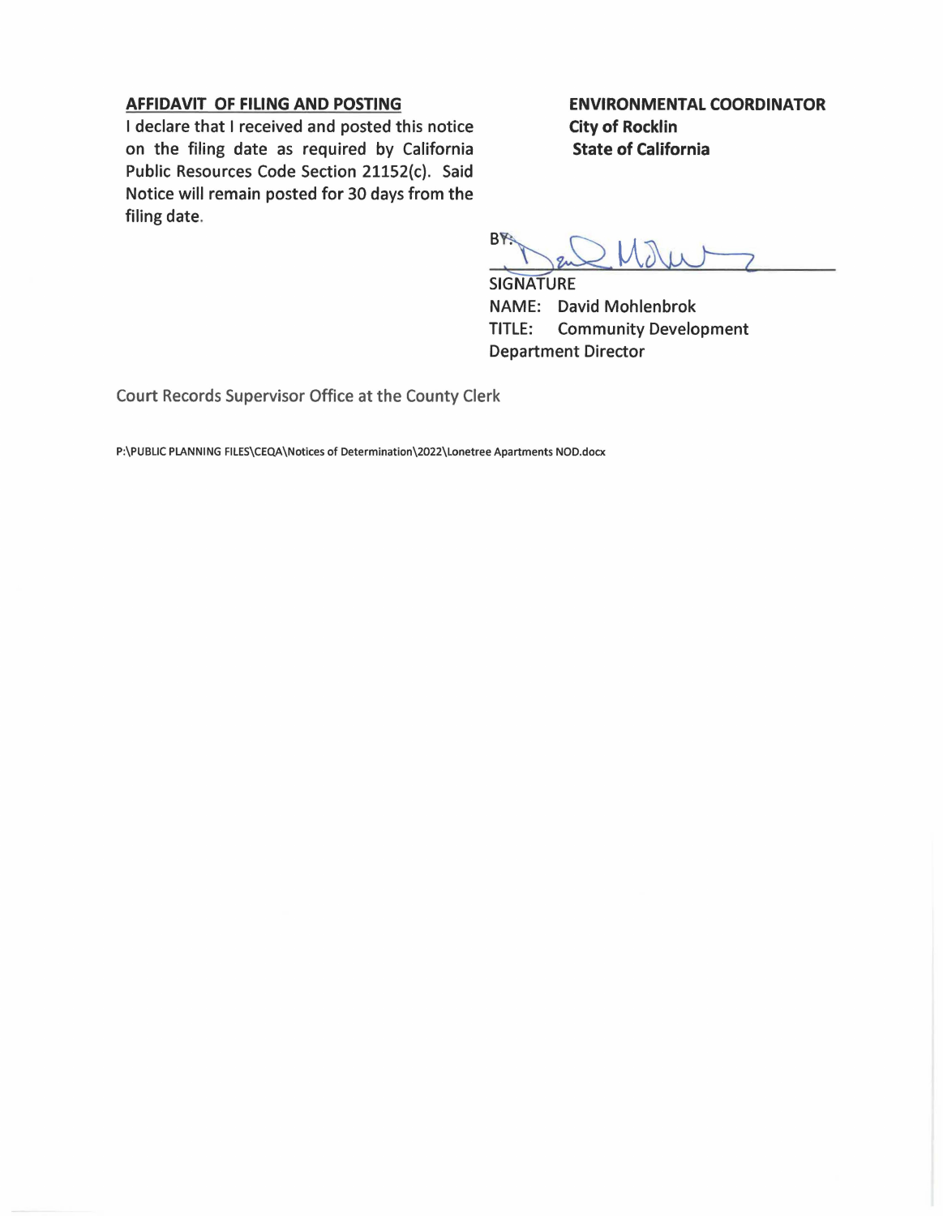**AFFIDAVIT OF FILING AND POSTING**

**I declare that I received and posted this notice on the filing date as required by California Public Resources Code Section 21152(c). Said Notice will remain posted for 30 days from the filing date.**

**ENVIRONMENTAL COORDINATOR**
**City of Rocklin**
**State of California**

BY: ______________________
SIGNATURE
NAME: David Mohlenbrok
TITLE: Community Development Department Director

Court Records Supervisor Office at the County Clerk

P:\PUBLIC PLANNING FILES\CEQA\Notices of Determination\2022\Lonetree Apartments NOD.docx